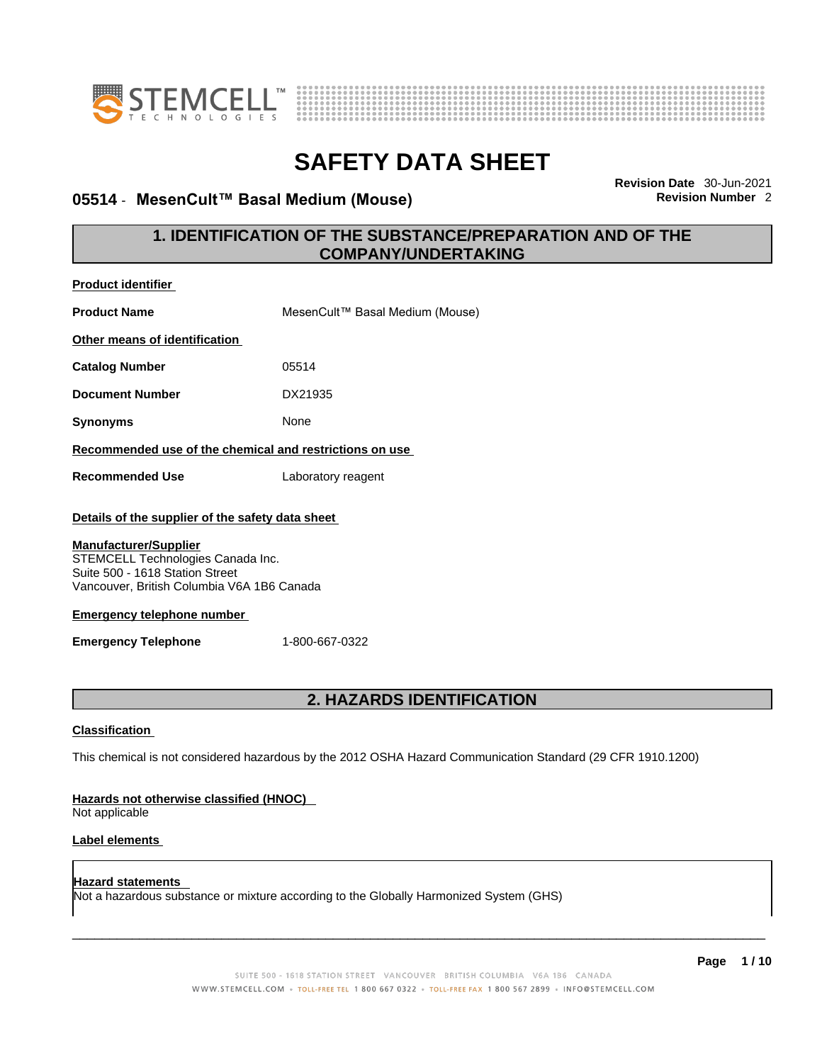# SAFETY DATA SHEET

**05514 - MesenCult™ Basal Medium (Mouse)**

**Revision Date** 30-Jun-2021
**Revision Number** 2

## 1. IDENTIFICATION OF THE SUBSTANCE/PREPARATION AND OF THE COMPANY/UNDERTAKING

**Product identifier**

**Product Name** MesenCult™ Basal Medium (Mouse)

**Other means of identification**

**Catalog Number** 05514

**Document Number** DX21935

**Synonyms** None

**Recommended use of the chemical and restrictions on use**

**Recommended Use** Laboratory reagent

**Details of the supplier of the safety data sheet**

**Manufacturer/Supplier**
STEMCELL Technologies Canada Inc.
Suite 500 - 1618 Station Street
Vancouver, British Columbia V6A 1B6 Canada

**Emergency telephone number**

**Emergency Telephone** 1-800-667-0322

## 2. HAZARDS IDENTIFICATION

**Classification**

This chemical is not considered hazardous by the 2012 OSHA Hazard Communication Standard (29 CFR 1910.1200)

**Hazards not otherwise classified (HNOC)**
Not applicable

**Label elements**

**Hazard statements**
Not a hazardous substance or mixture according to the Globally Harmonized System (GHS)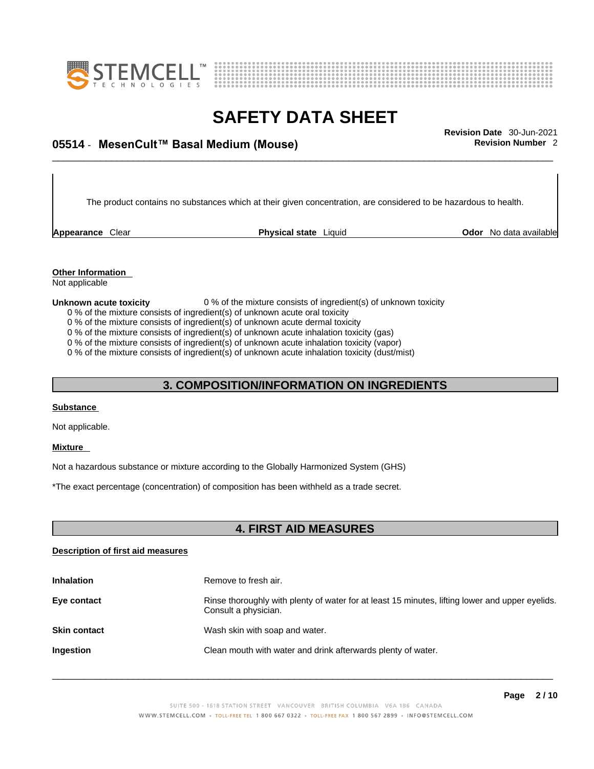The product contains no substances which at their given concentration, are considered to be hazardous to health.

**Appearance** Clear **Physical state** Liquid **Odor** No data available

**Other Information**
Not applicable

**Unknown acute toxicity** 0 % of the mixture consists of ingredient(s) of unknown toxicity
0 % of the mixture consists of ingredient(s) of unknown acute oral toxicity
0 % of the mixture consists of ingredient(s) of unknown acute dermal toxicity
0 % of the mixture consists of ingredient(s) of unknown acute inhalation toxicity (gas)
0 % of the mixture consists of ingredient(s) of unknown acute inhalation toxicity (vapor)
0 % of the mixture consists of ingredient(s) of unknown acute inhalation toxicity (dust/mist)

## 3. COMPOSITION/INFORMATION ON INGREDIENTS

**Substance**

Not applicable.

**Mixture**

Not a hazardous substance or mixture according to the Globally Harmonized System (GHS)

*The exact percentage (concentration) of composition has been withheld as a trade secret.

## 4. FIRST AID MEASURES

**Description of first aid measures**

**Inhalation** Remove to fresh air.

**Eye contact** Rinse thoroughly with plenty of water for at least 15 minutes, lifting lower and upper eyelids. Consult a physician.

**Skin contact** Wash skin with soap and water.

**Ingestion** Clean mouth with water and drink afterwards plenty of water.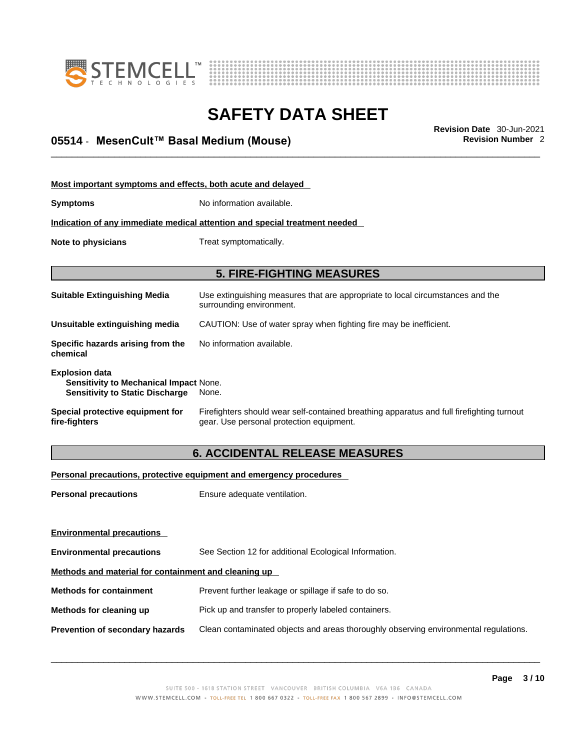**Most important symptoms and effects, both acute and delayed**

**Symptoms** No information available.

**Indication of any immediate medical attention and special treatment needed**

**Note to physicians** Treat symptomatically.

## 5. FIRE-FIGHTING MEASURES

**Suitable Extinguishing Media** Use extinguishing measures that are appropriate to local circumstances and the surrounding environment.

**Unsuitable extinguishing media** CAUTION: Use of water spray when fighting fire may be inefficient.

**Specific hazards arising from the chemical** No information available.

**Explosion data**
- **Sensitivity to Mechanical Impact** None.
- **Sensitivity to Static Discharge** None.

**Special protective equipment for fire-fighters** Firefighters should wear self-contained breathing apparatus and full firefighting turnout gear. Use personal protection equipment.

## 6. ACCIDENTAL RELEASE MEASURES

**Personal precautions, protective equipment and emergency procedures**

**Personal precautions** Ensure adequate ventilation.

**Environmental precautions**

**Environmental precautions** See Section 12 for additional Ecological Information.

**Methods and material for containment and cleaning up**

**Methods for containment** Prevent further leakage or spillage if safe to do so.

**Methods for cleaning up** Pick up and transfer to properly labeled containers.

**Prevention of secondary hazards** Clean contaminated objects and areas thoroughly observing environmental regulations.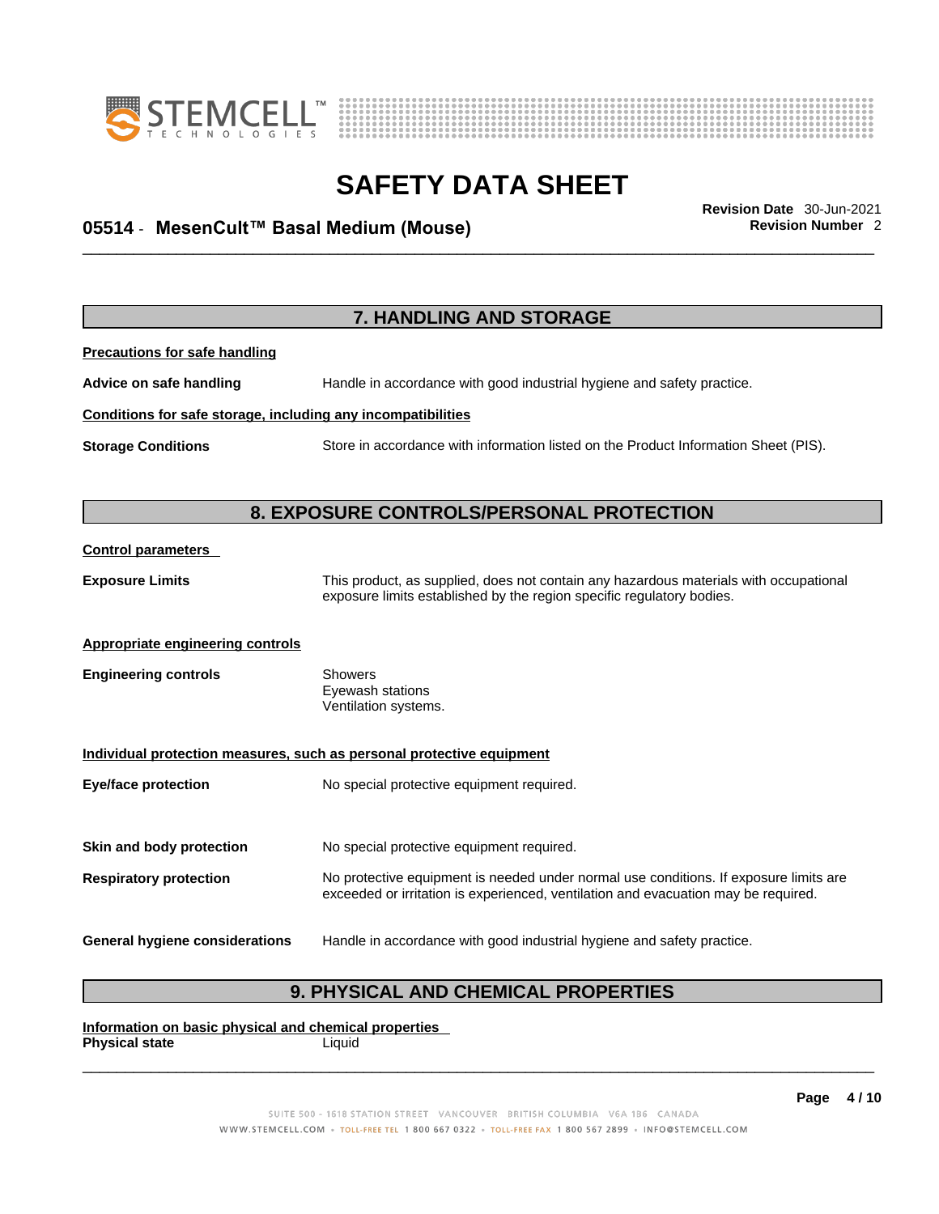## 7. HANDLING AND STORAGE

**Precautions for safe handling**

**Advice on safe handling** Handle in accordance with good industrial hygiene and safety practice.

**Conditions for safe storage, including any incompatibilities**

**Storage Conditions** Store in accordance with information listed on the Product Information Sheet (PIS).

## 8. EXPOSURE CONTROLS/PERSONAL PROTECTION

**Control parameters**

**Exposure Limits** This product, as supplied, does not contain any hazardous materials with occupational exposure limits established by the region specific regulatory bodies.

**Appropriate engineering controls**

**Engineering controls** Showers
Eyewash stations
Ventilation systems.

**Individual protection measures, such as personal protective equipment**

**Eye/face protection** No special protective equipment required.

**Skin and body protection** No special protective equipment required.

**Respiratory protection** No protective equipment is needed under normal use conditions. If exposure limits are exceeded or irritation is experienced, ventilation and evacuation may be required.

**General hygiene considerations** Handle in accordance with good industrial hygiene and safety practice.

## 9. PHYSICAL AND CHEMICAL PROPERTIES

**Information on basic physical and chemical properties**

**Physical state** Liquid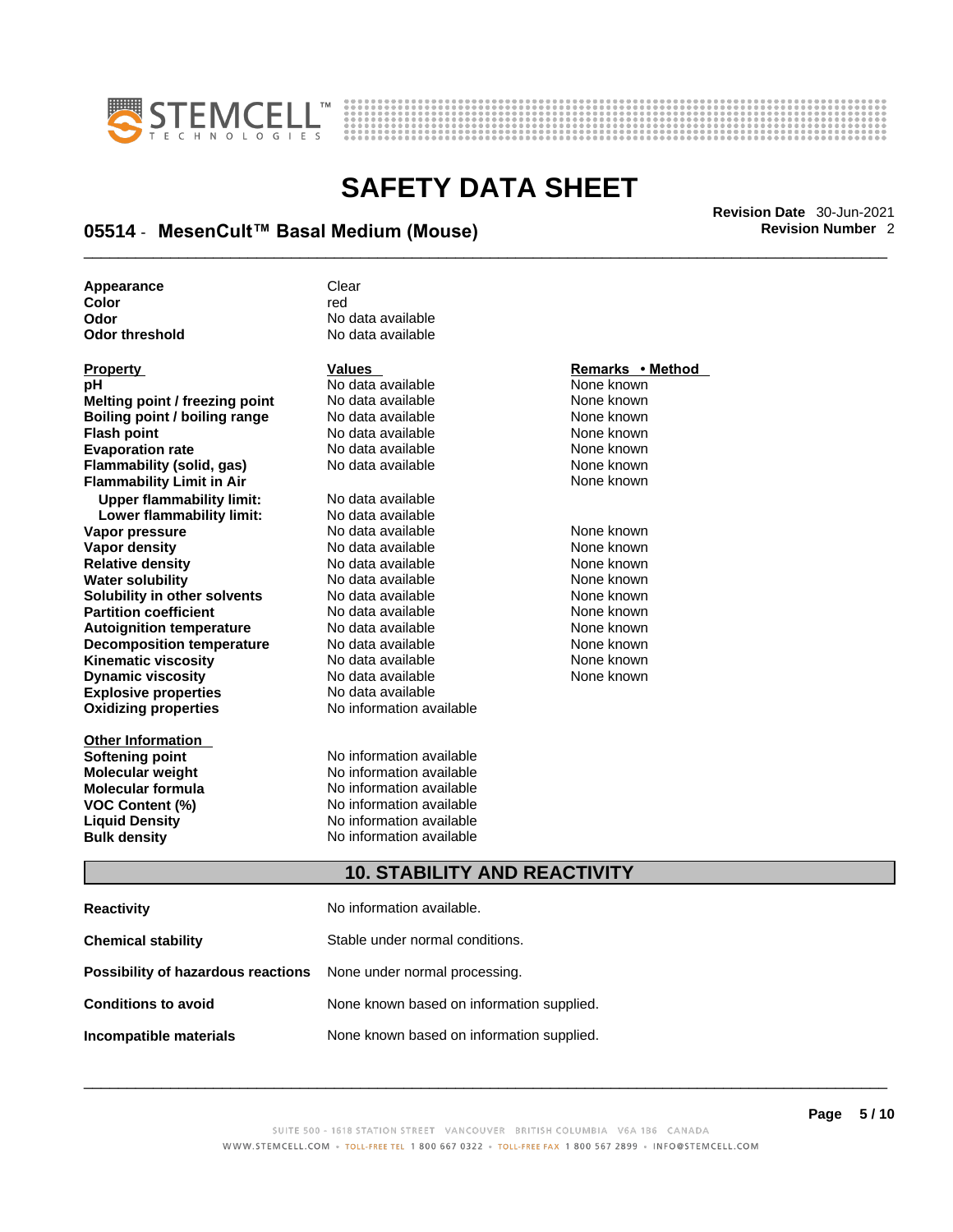| | |
|---|---|
| **Appearance** | Clear |
| **Color** | red |
| **Odor** | No data available |
| **Odor threshold** | No data available |

| Property | Values | Remarks • Method |
|---|---|---|
| **pH** | No data available | None known |
| **Melting point / freezing point** | No data available | None known |
| **Boiling point / boiling range** | No data available | None known |
| **Flash point** | No data available | None known |
| **Evaporation rate** | No data available | None known |
| **Flammability (solid, gas)** | No data available | None known |
| **Flammability Limit in Air** | | None known |
| **Upper flammability limit:** | No data available | |
| **Lower flammability limit:** | No data available | |
| **Vapor pressure** | No data available | None known |
| **Vapor density** | No data available | None known |
| **Relative density** | No data available | None known |
| **Water solubility** | No data available | None known |
| **Solubility in other solvents** | No data available | None known |
| **Partition coefficient** | No data available | None known |
| **Autoignition temperature** | No data available | None known |
| **Decomposition temperature** | No data available | None known |
| **Kinematic viscosity** | No data available | None known |
| **Dynamic viscosity** | No data available | None known |
| **Explosive properties** | No data available | |
| **Oxidizing properties** | No information available | |

| Other Information | |
|---|---|
| **Softening point** | No information available |
| **Molecular weight** | No information available |
| **Molecular formula** | No information available |
| **VOC Content (%)** | No information available |
| **Liquid Density** | No information available |
| **Bulk density** | No information available |

## 10. STABILITY AND REACTIVITY

| | |
|---|---|
| **Reactivity** | No information available. |
| **Chemical stability** | Stable under normal conditions. |
| **Possibility of hazardous reactions** | None under normal processing. |
| **Conditions to avoid** | None known based on information supplied. |
| **Incompatible materials** | None known based on information supplied. |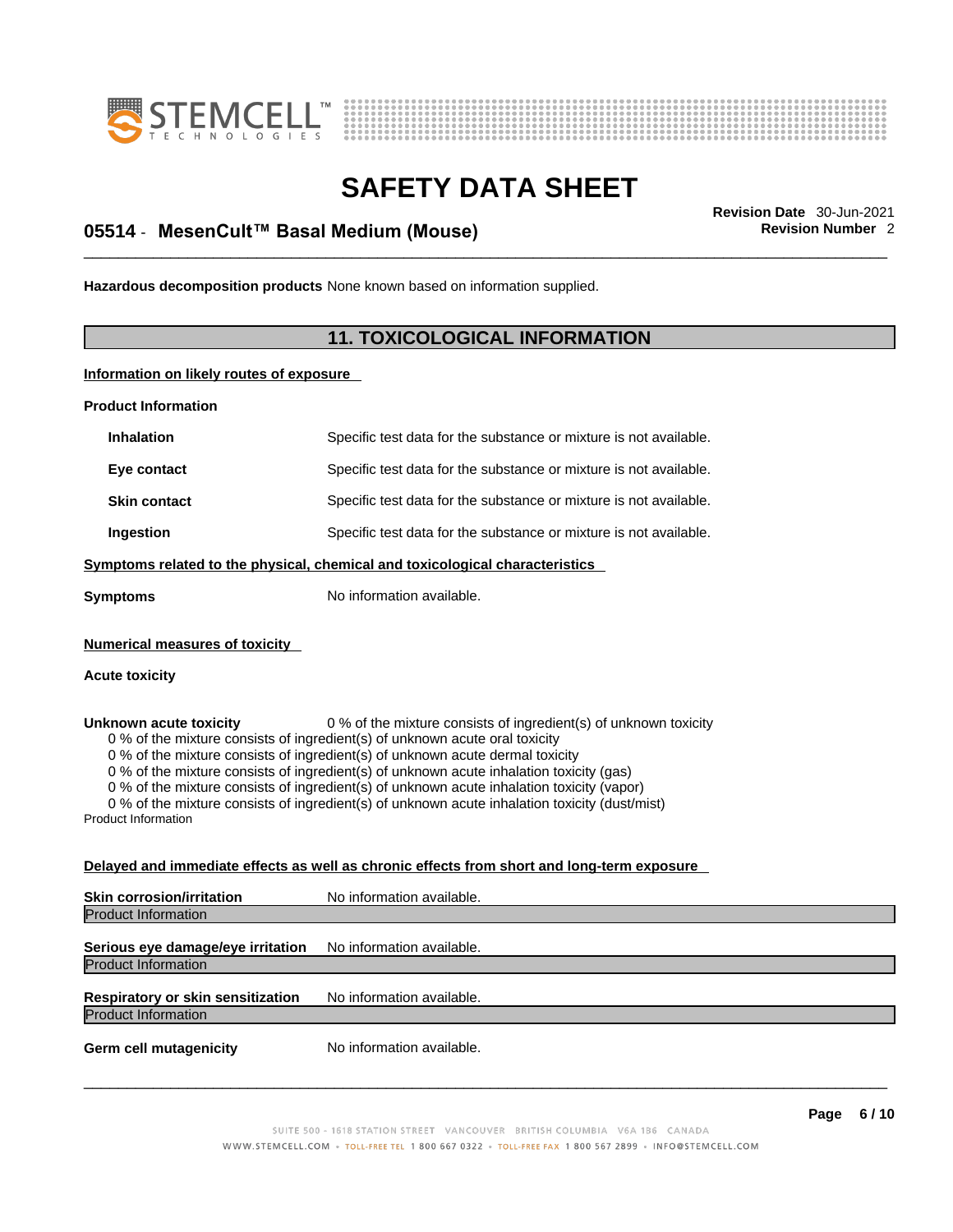**Hazardous decomposition products** None known based on information supplied.

## 11. TOXICOLOGICAL INFORMATION

**Information on likely routes of exposure**

**Product Information**

| | |
|---|---|
| **Inhalation** | Specific test data for the substance or mixture is not available. |
| **Eye contact** | Specific test data for the substance or mixture is not available. |
| **Skin contact** | Specific test data for the substance or mixture is not available. |
| **Ingestion** | Specific test data for the substance or mixture is not available. |

**Symptoms related to the physical, chemical and toxicological characteristics**

**Symptoms** No information available.

**Numerical measures of toxicity**

**Acute toxicity**

**Unknown acute toxicity** 0 % of the mixture consists of ingredient(s) of unknown toxicity

0 % of the mixture consists of ingredient(s) of unknown acute oral toxicity
0 % of the mixture consists of ingredient(s) of unknown acute dermal toxicity
0 % of the mixture consists of ingredient(s) of unknown acute inhalation toxicity (gas)
0 % of the mixture consists of ingredient(s) of unknown acute inhalation toxicity (vapor)
0 % of the mixture consists of ingredient(s) of unknown acute inhalation toxicity (dust/mist)

Product Information

**Delayed and immediate effects as well as chronic effects from short and long-term exposure**

**Skin corrosion/irritation** No information available.

Product Information

**Serious eye damage/eye irritation** No information available.

Product Information

**Respiratory or skin sensitization** No information available.

Product Information

**Germ cell mutagenicity** No information available.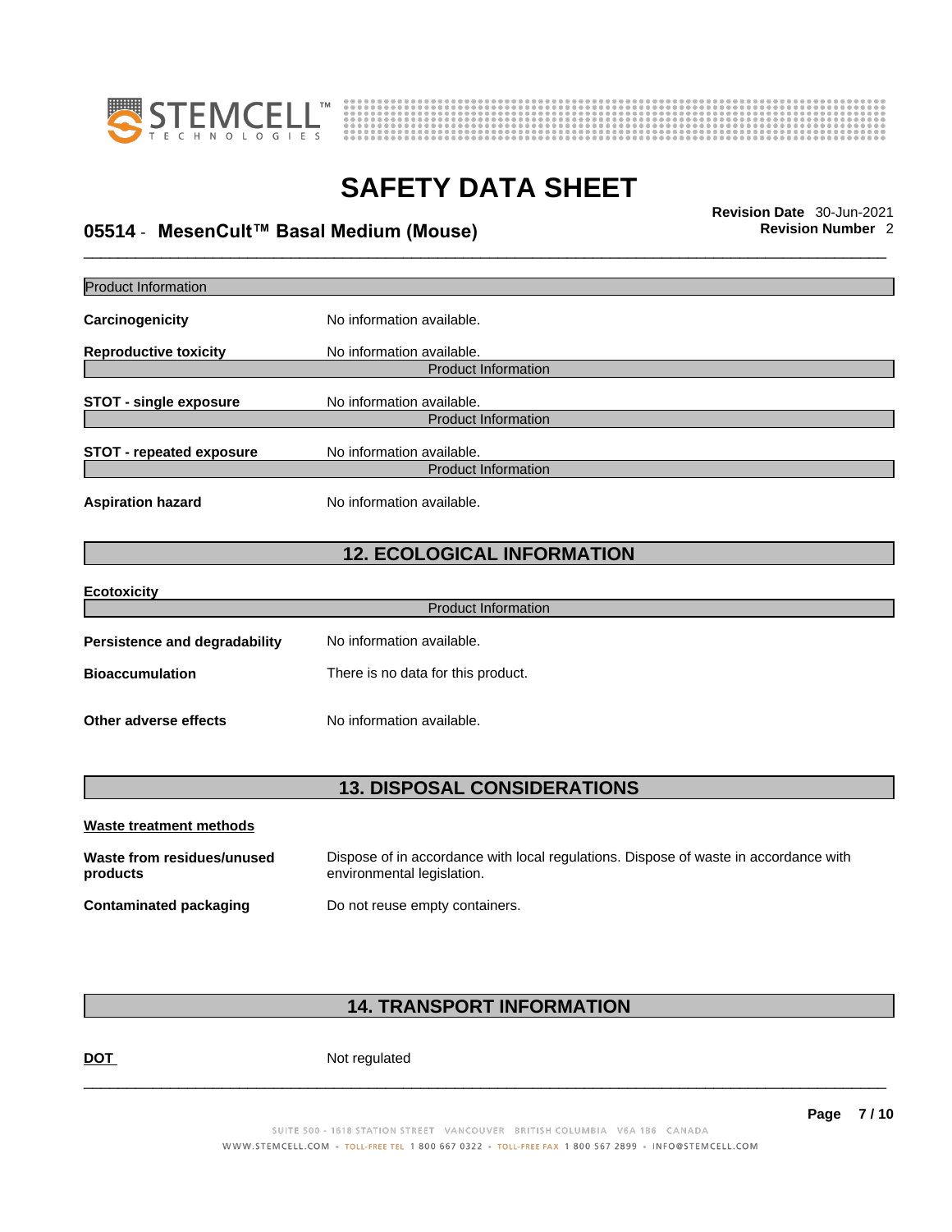Product Information

**Carcinogenicity** No information available.

**Reproductive toxicity** No information available.

Product Information

**STOT - single exposure** No information available.

Product Information

**STOT - repeated exposure** No information available.

Product Information

**Aspiration hazard** No information available.

## 12. ECOLOGICAL INFORMATION

**Ecotoxicity**

Product Information

**Persistence and degradability** No information available.

**Bioaccumulation** There is no data for this product.

**Other adverse effects** No information available.

## 13. DISPOSAL CONSIDERATIONS

**Waste treatment methods**

**Waste from residues/unused products** Dispose of in accordance with local regulations. Dispose of waste in accordance with environmental legislation.

**Contaminated packaging** Do not reuse empty containers.

## 14. TRANSPORT INFORMATION

**DOT** Not regulated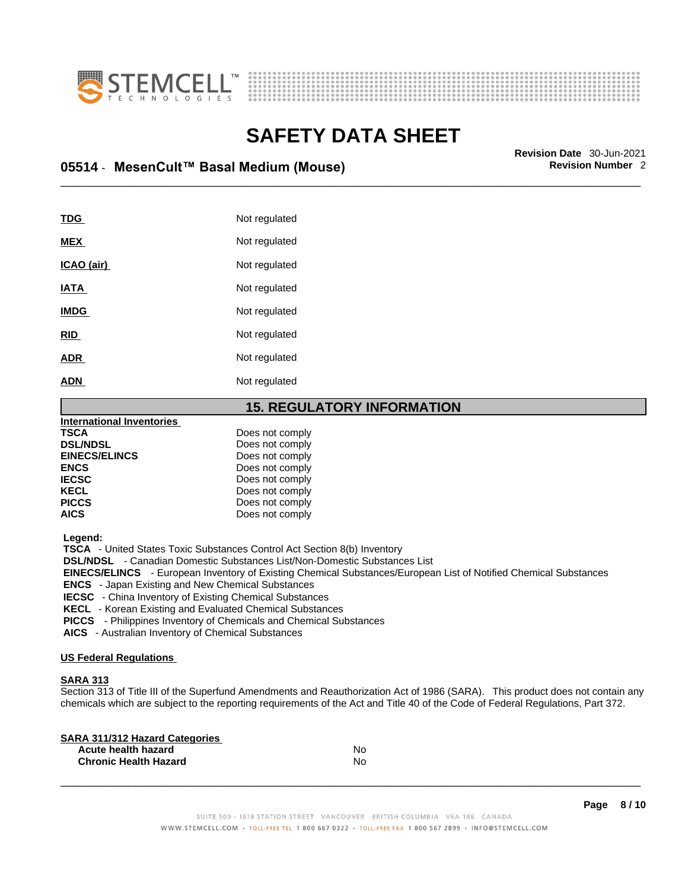| | |
|---|---|
| **TDG** | Not regulated |
| **MEX** | Not regulated |
| **ICAO (air)** | Not regulated |
| **IATA** | Not regulated |
| **IMDG** | Not regulated |
| **RID** | Not regulated |
| **ADR** | Not regulated |
| **ADN** | Not regulated |

## 15. REGULATORY INFORMATION

**International Inventories**

| | |
|---|---|
| **TSCA** | Does not comply |
| **DSL/NDSL** | Does not comply |
| **EINECS/ELINCS** | Does not comply |
| **ENCS** | Does not comply |
| **IECSC** | Does not comply |
| **KECL** | Does not comply |
| **PICCS** | Does not comply |
| **AICS** | Does not comply |

**Legend:**

**TSCA** - United States Toxic Substances Control Act Section 8(b) Inventory
**DSL/NDSL** - Canadian Domestic Substances List/Non-Domestic Substances List
**EINECS/ELINCS** - European Inventory of Existing Chemical Substances/European List of Notified Chemical Substances
**ENCS** - Japan Existing and New Chemical Substances
**IECSC** - China Inventory of Existing Chemical Substances
**KECL** - Korean Existing and Evaluated Chemical Substances
**PICCS** - Philippines Inventory of Chemicals and Chemical Substances
**AICS** - Australian Inventory of Chemical Substances

**US Federal Regulations**

**SARA 313**
Section 313 of Title III of the Superfund Amendments and Reauthorization Act of 1986 (SARA). This product does not contain any chemicals which are subject to the reporting requirements of the Act and Title 40 of the Code of Federal Regulations, Part 372.

**SARA 311/312 Hazard Categories**

| | |
|---|---|
| **Acute health hazard** | No |
| **Chronic Health Hazard** | No |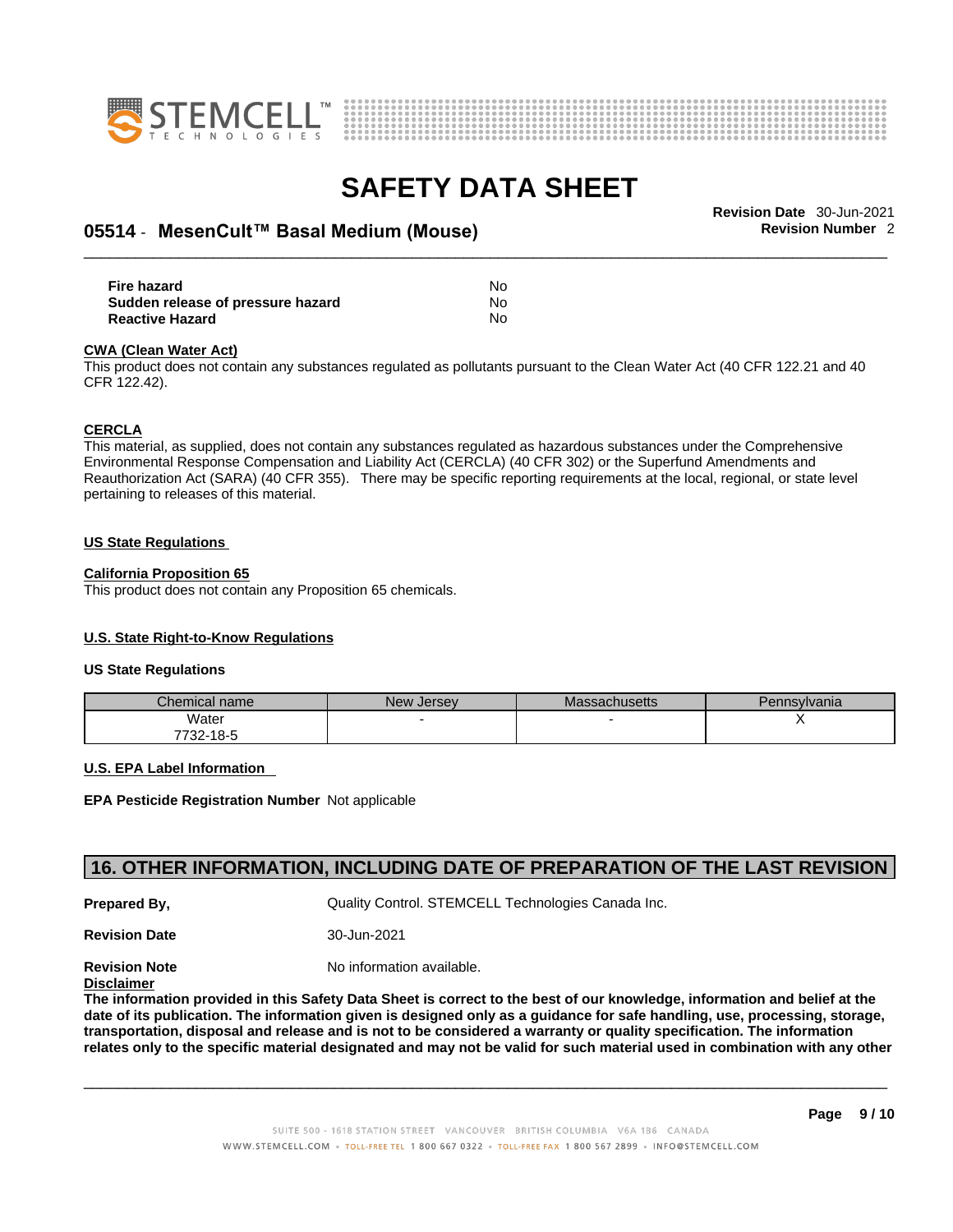| | |
|---|---|
| **Fire hazard** | No |
| **Sudden release of pressure hazard** | No |
| **Reactive Hazard** | No |

**CWA (Clean Water Act)**

This product does not contain any substances regulated as pollutants pursuant to the Clean Water Act (40 CFR 122.21 and 40 CFR 122.42).

**CERCLA**

This material, as supplied, does not contain any substances regulated as hazardous substances under the Comprehensive Environmental Response Compensation and Liability Act (CERCLA) (40 CFR 302) or the Superfund Amendments and Reauthorization Act (SARA) (40 CFR 355). There may be specific reporting requirements at the local, regional, or state level pertaining to releases of this material.

**US State Regulations**

**California Proposition 65**

This product does not contain any Proposition 65 chemicals.

**U.S. State Right-to-Know Regulations**

**US State Regulations**

| Chemical name | New Jersey | Massachusetts | Pennsylvania |
|---|---|---|---|
| Water 7732-18-5 | - | - | X |

**U.S. EPA Label Information**

**EPA Pesticide Registration Number** Not applicable

## 16. OTHER INFORMATION, INCLUDING DATE OF PREPARATION OF THE LAST REVISION

**Prepared By,** Quality Control. STEMCELL Technologies Canada Inc.

**Revision Date** 30-Jun-2021

**Revision Note** No information available.

**Disclaimer**

**The information provided in this Safety Data Sheet is correct to the best of our knowledge, information and belief at the date of its publication. The information given is designed only as a guidance for safe handling, use, processing, storage, transportation, disposal and release and is not to be considered a warranty or quality specification. The information relates only to the specific material designated and may not be valid for such material used in combination with any other**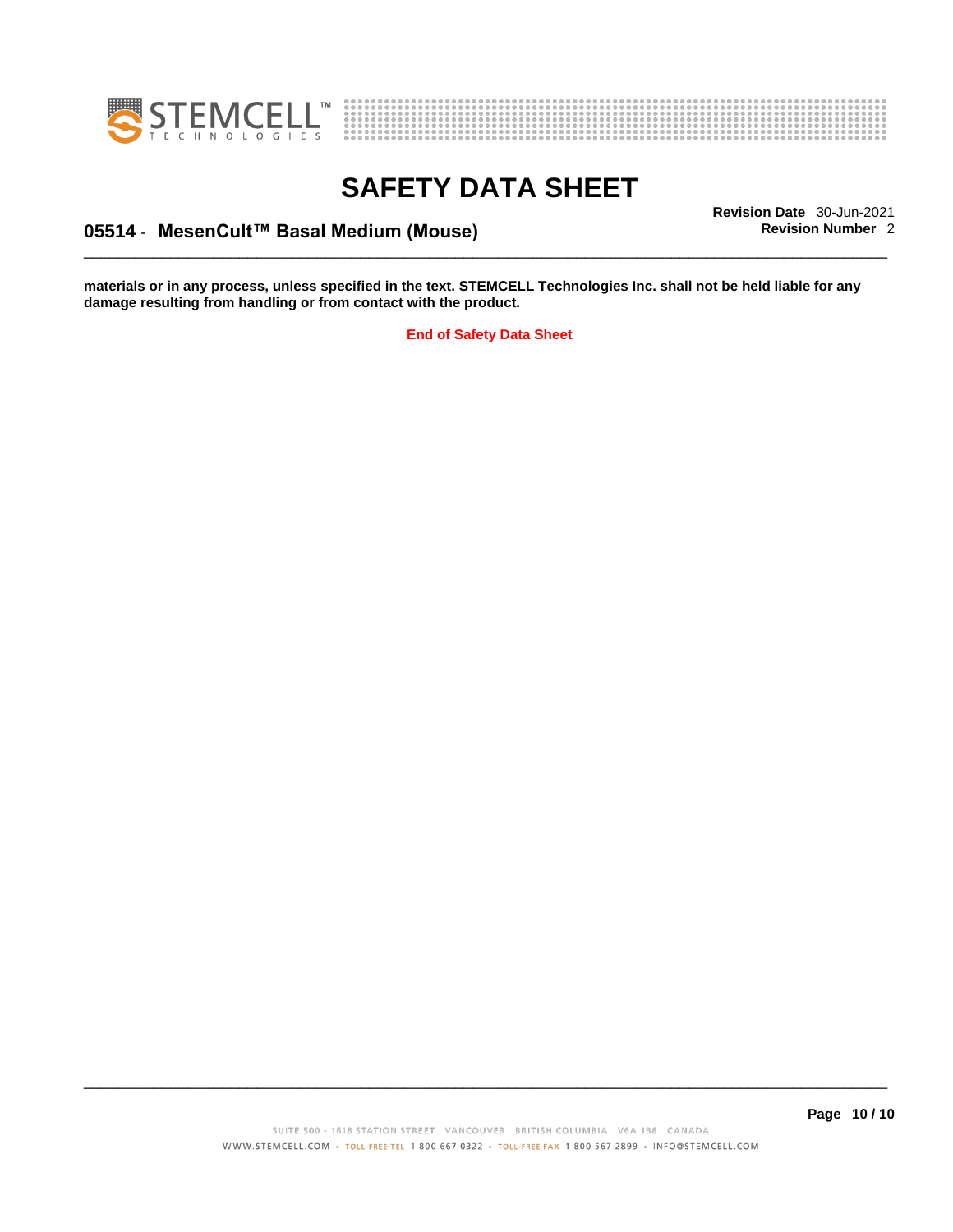**materials or in any process, unless specified in the text. STEMCELL Technologies Inc. shall not be held liable for any damage resulting from handling or from contact with the product.**

**End of Safety Data Sheet**